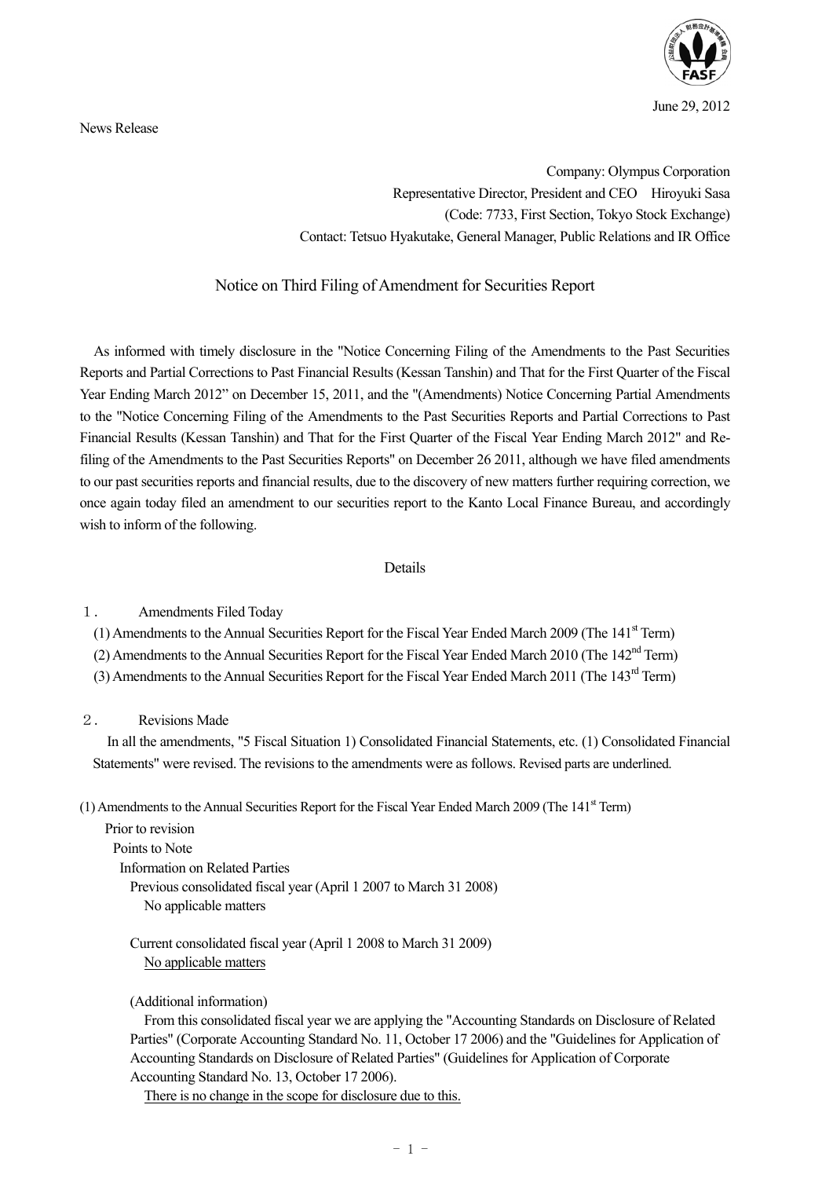June 29, 2012

News Release

Company: Olympus Corporation
Representative Director, President and CEO　Hiroyuki Sasa
(Code: 7733, First Section, Tokyo Stock Exchange)
Contact: Tetsuo Hyakutake, General Manager, Public Relations and IR Office

# Notice on Third Filing of Amendment for Securities Report

As informed with timely disclosure in the "Notice Concerning Filing of the Amendments to the Past Securities Reports and Partial Corrections to Past Financial Results (Kessan Tanshin) and That for the First Quarter of the Fiscal Year Ending March 2012" on December 15, 2011, and the "(Amendments) Notice Concerning Partial Amendments to the "Notice Concerning Filing of the Amendments to the Past Securities Reports and Partial Corrections to Past Financial Results (Kessan Tanshin) and That for the First Quarter of the Fiscal Year Ending March 2012" and Re-filing of the Amendments to the Past Securities Reports" on December 26 2011, although we have filed amendments to our past securities reports and financial results, due to the discovery of new matters further requiring correction, we once again today filed an amendment to our securities report to the Kanto Local Finance Bureau, and accordingly wish to inform of the following.

## Details

１．　Amendments Filed Today

(1) Amendments to the Annual Securities Report for the Fiscal Year Ended March 2009 (The 141st Term)
(2) Amendments to the Annual Securities Report for the Fiscal Year Ended March 2010 (The 142nd Term)
(3) Amendments to the Annual Securities Report for the Fiscal Year Ended March 2011 (The 143rd Term)

２．　Revisions Made

In all the amendments, "5 Fiscal Situation 1) Consolidated Financial Statements, etc. (1) Consolidated Financial Statements" were revised. The revisions to the amendments were as follows. Revised parts are underlined.

(1) Amendments to the Annual Securities Report for the Fiscal Year Ended March 2009 (The 141st Term)

Prior to revision
Points to Note
Information on Related Parties
Previous consolidated fiscal year (April 1 2007 to March 31 2008)
No applicable matters

Current consolidated fiscal year (April 1 2008 to March 31 2009)
<u>No applicable matters</u>

(Additional information)
From this consolidated fiscal year we are applying the "Accounting Standards on Disclosure of Related Parties" (Corporate Accounting Standard No. 11, October 17 2006) and the "Guidelines for Application of Accounting Standards on Disclosure of Related Parties" (Guidelines for Application of Corporate Accounting Standard No. 13, October 17 2006).
<u>There is no change in the scope for disclosure due to this.</u>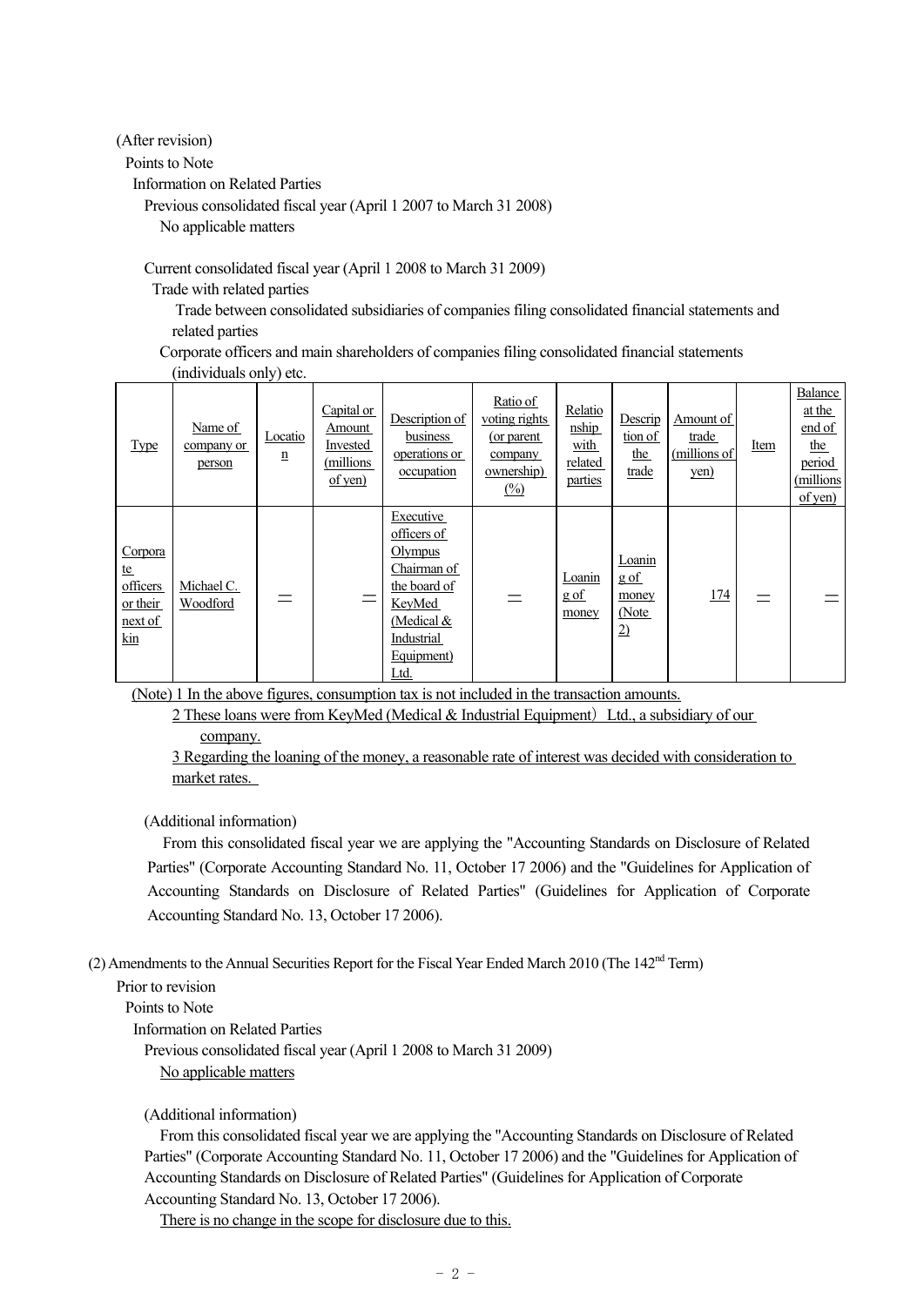(After revision)

Points to Note

Information on Related Parties

Previous consolidated fiscal year (April 1 2007 to March 31 2008)

No applicable matters

Current consolidated fiscal year (April 1 2008 to March 31 2009)

Trade with related parties

Trade between consolidated subsidiaries of companies filing consolidated financial statements and related parties

Corporate officers and main shareholders of companies filing consolidated financial statements (individuals only) etc.

| Type | Name of company or person | Location | Capital or Amount Invested (millions of yen) | Description of business operations or occupation | Ratio of voting rights (or parent company ownership) (%) | Relationship with related parties | Description of the trade | Amount of trade (millions of yen) | Item | Balance at the end of the period (millions of yen) |
|---|---|---|---|---|---|---|---|---|---|---|
| Corporate officers or their next of kin | Michael C. Woodford | — | — | Executive officers of Olympus Chairman of the board of KeyMed (Medical & Industrial Equipment) Ltd. | — | Loaning of money | Loaning of money (Note 2) | 174 | — | — |

(Note) 1 In the above figures, consumption tax is not included in the transaction amounts.

2 These loans were from KeyMed (Medical & Industrial Equipment) Ltd., a subsidiary of our company.

3 Regarding the loaning of the money, a reasonable rate of interest was decided with consideration to market rates.

(Additional information)

From this consolidated fiscal year we are applying the "Accounting Standards on Disclosure of Related Parties" (Corporate Accounting Standard No. 11, October 17 2006) and the "Guidelines for Application of Accounting Standards on Disclosure of Related Parties" (Guidelines for Application of Corporate Accounting Standard No. 13, October 17 2006).

(2) Amendments to the Annual Securities Report for the Fiscal Year Ended March 2010 (The 142nd Term)

Prior to revision

Points to Note

Information on Related Parties

Previous consolidated fiscal year (April 1 2008 to March 31 2009)

No applicable matters

(Additional information)

From this consolidated fiscal year we are applying the "Accounting Standards on Disclosure of Related Parties" (Corporate Accounting Standard No. 11, October 17 2006) and the "Guidelines for Application of Accounting Standards on Disclosure of Related Parties" (Guidelines for Application of Corporate Accounting Standard No. 13, October 17 2006).

There is no change in the scope for disclosure due to this.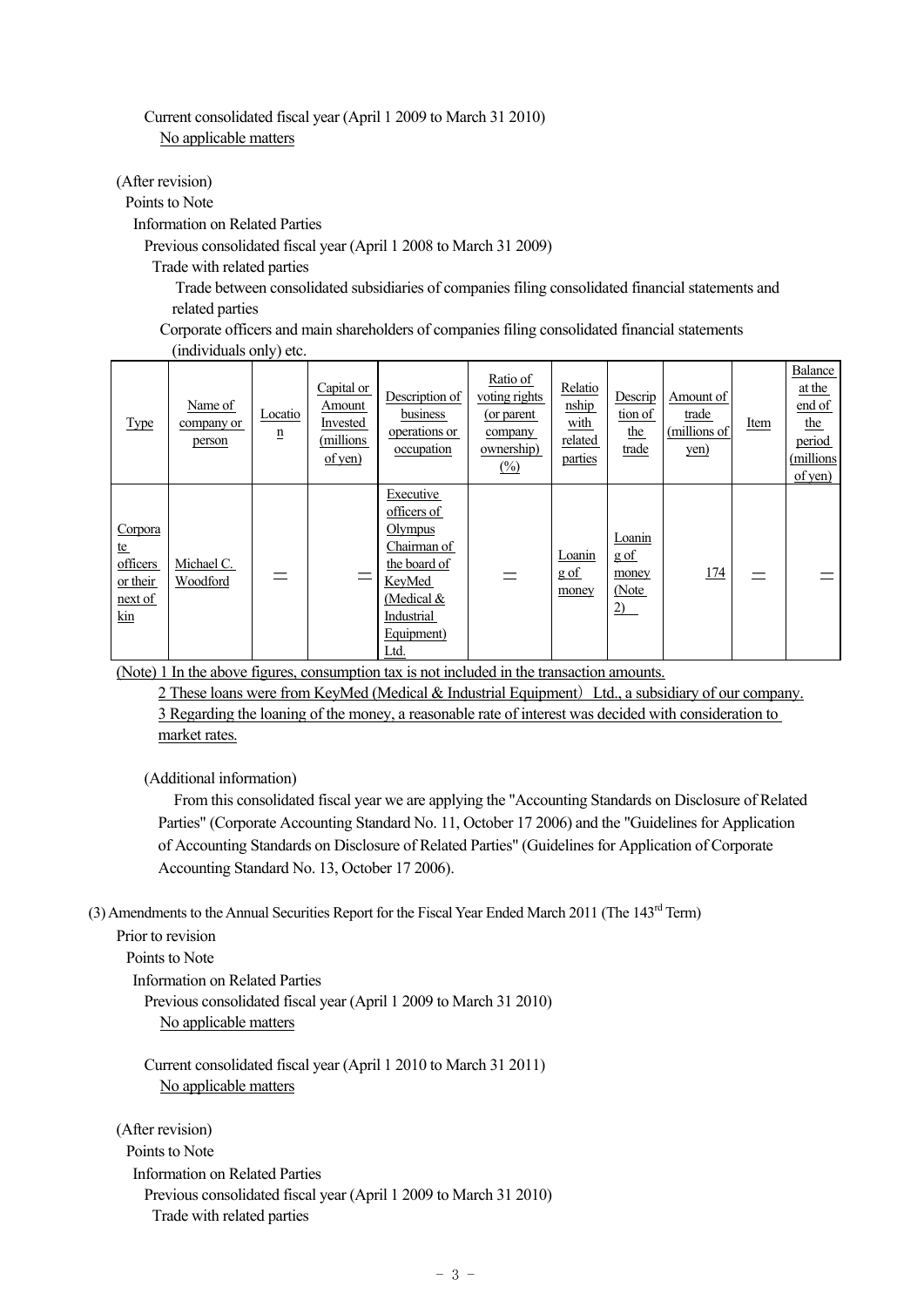Current consolidated fiscal year (April 1 2009 to March 31 2010)

No applicable matters

(After revision)

Points to Note

Information on Related Parties

Previous consolidated fiscal year (April 1 2008 to March 31 2009)

Trade with related parties

Trade between consolidated subsidiaries of companies filing consolidated financial statements and related parties

Corporate officers and main shareholders of companies filing consolidated financial statements (individuals only) etc.

| Type | Name of company or person | Location | Capital or Amount Invested (millions of yen) | Description of business operations or occupation | Ratio of voting rights (or parent company ownership) (%) | Relationship with related parties | Description of the trade | Amount of trade (millions of yen) | Item | Balance at the end of the period (millions of yen) |
|---|---|---|---|---|---|---|---|---|---|---|
| Corporate officers or their next of kin | Michael C. Woodford | — | — | Executive officers of Olympus Chairman of the board of KeyMed (Medical & Industrial Equipment) Ltd. | — | Loaning of money | Loaning of money (Note 2) | 174 | — | — |

(Note) 1 In the above figures, consumption tax is not included in the transaction amounts.

2 These loans were from KeyMed (Medical & Industrial Equipment) Ltd., a subsidiary of our company.

3 Regarding the loaning of the money, a reasonable rate of interest was decided with consideration to market rates.

(Additional information)

From this consolidated fiscal year we are applying the "Accounting Standards on Disclosure of Related Parties" (Corporate Accounting Standard No. 11, October 17 2006) and the "Guidelines for Application of Accounting Standards on Disclosure of Related Parties" (Guidelines for Application of Corporate Accounting Standard No. 13, October 17 2006).

(3) Amendments to the Annual Securities Report for the Fiscal Year Ended March 2011 (The 143rd Term)

Prior to revision

Points to Note

Information on Related Parties

Previous consolidated fiscal year (April 1 2009 to March 31 2010)

No applicable matters

Current consolidated fiscal year (April 1 2010 to March 31 2011)

No applicable matters

(After revision)

Points to Note

Information on Related Parties

Previous consolidated fiscal year (April 1 2009 to March 31 2010)

Trade with related parties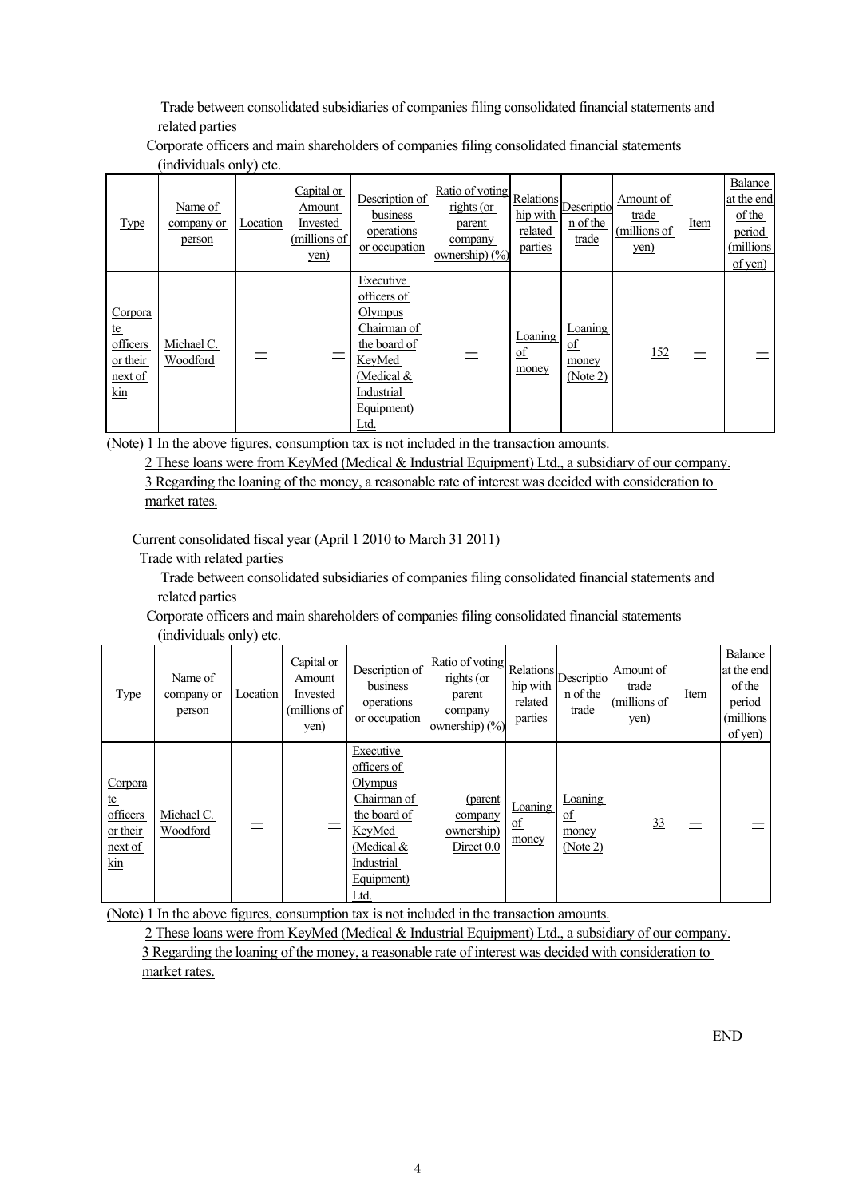Trade between consolidated subsidiaries of companies filing consolidated financial statements and related parties

Corporate officers and main shareholders of companies filing consolidated financial statements (individuals only) etc.

| Type | Name of company or person | Location | Capital or Amount Invested (millions of yen) | Description of business operations or occupation | Ratio of voting rights (or parent company ownership) (%) | Relationship with related parties | Description of the trade | Amount of trade (millions of yen) | Item | Balance at the end of the period (millions of yen) |
|---|---|---|---|---|---|---|---|---|---|---|
| Corporate officers or their next of kin | Michael C. Woodford | ― | ― | Executive officers of Olympus Chairman of the board of KeyMed (Medical & Industrial Equipment) Ltd. | ― | Loaning of money | Loaning of money (Note 2) | 152 | ― | ― |

(Note) 1 In the above figures, consumption tax is not included in the transaction amounts.

2 These loans were from KeyMed (Medical & Industrial Equipment) Ltd., a subsidiary of our company.

3 Regarding the loaning of the money, a reasonable rate of interest was decided with consideration to market rates.

Current consolidated fiscal year (April 1 2010 to March 31 2011)

Trade with related parties

Trade between consolidated subsidiaries of companies filing consolidated financial statements and related parties

Corporate officers and main shareholders of companies filing consolidated financial statements (individuals only) etc.

| Type | Name of company or person | Location | Capital or Amount Invested (millions of yen) | Description of business operations or occupation | Ratio of voting rights (or parent company ownership) (%) | Relationship with related parties | Description of the trade | Amount of trade (millions of yen) | Item | Balance at the end of the period (millions of yen) |
|---|---|---|---|---|---|---|---|---|---|---|
| Corporate officers or their next of kin | Michael C. Woodford | ― | ― | Executive officers of Olympus Chairman of the board of KeyMed (Medical & Industrial Equipment) Ltd. | (parent company ownership) Direct 0.0 | Loaning of money | Loaning of money (Note 2) | 33 | ― | ― |

(Note) 1 In the above figures, consumption tax is not included in the transaction amounts.

2 These loans were from KeyMed (Medical & Industrial Equipment) Ltd., a subsidiary of our company.

3 Regarding the loaning of the money, a reasonable rate of interest was decided with consideration to market rates.

END